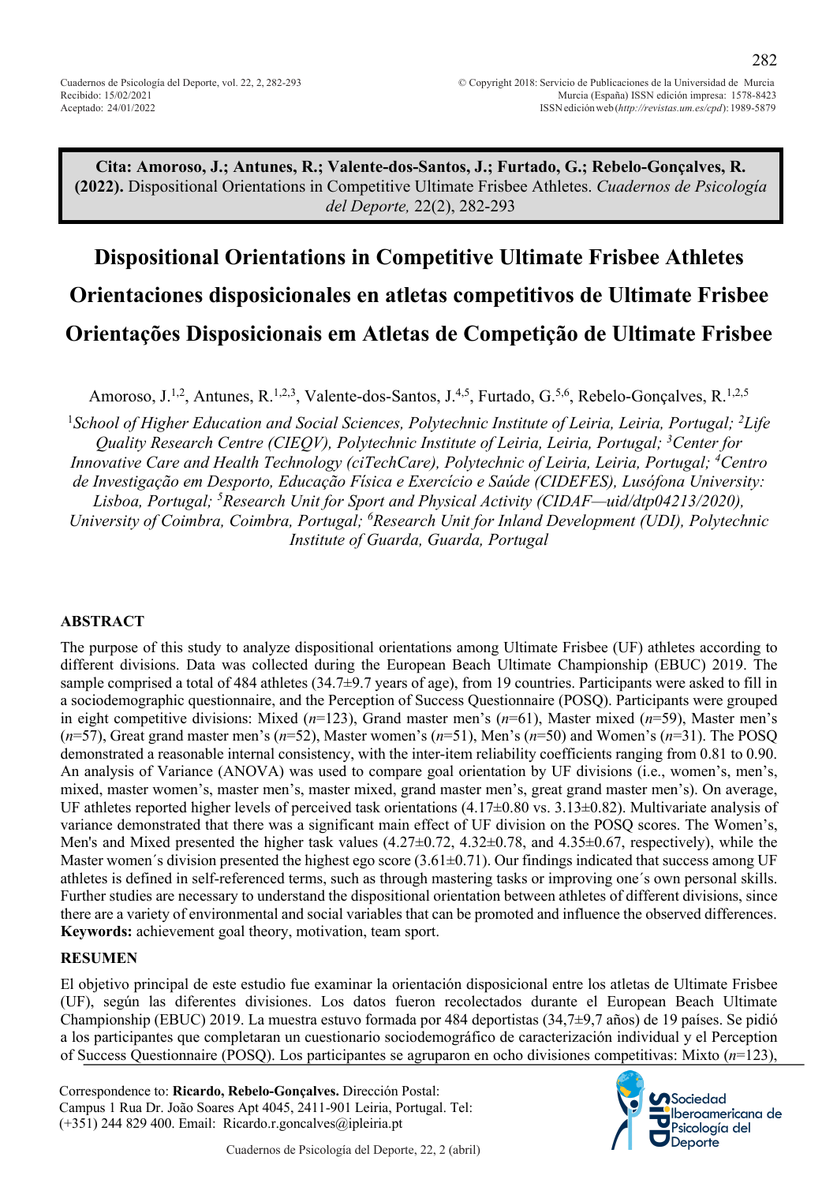**Cita: Amoroso, J.; Antunes, R.; Valente-dos-Santos, J.; Furtado, G.; Rebelo-Gonçalves, R. (2022).** Dispositional Orientations in Competitive Ultimate Frisbee Athletes. *Cuadernos de Psicología del Deporte,* 22(2), 282-293

# Dispositional Orientations in Competitive Ultimate Frisbee Athletes

# Orientaciones disposicionales en atletas competitivos de Ultimate Frisbee

# Orientações Disposicionais em Atletas de Competição de Ultimate Frisbee

Amoroso, J.[1,2], Antunes, R.[1,2,3], Valente-dos-Santos, J.[4,5], Furtado, G.[5,6], Rebelo-Gonçalves, R.[1,2,5]

[1]*School of Higher Education and Social Sciences, Polytechnic Institute of Leiria, Leiria, Portugal;* [2]*Life Quality Research Centre (CIEQV), Polytechnic Institute of Leiria, Leiria, Portugal;* [3]*Center for Innovative Care and Health Technology (ciTechCare), Polytechnic of Leiria, Leiria, Portugal;* [4]*Centro de Investigação em Desporto, Educação Física e Exercício e Saúde (CIDEFES), Lusófona University: Lisboa, Portugal;* [5]*Research Unit for Sport and Physical Activity (CIDAF—uid/dtp04213/2020), University of Coimbra, Coimbra, Portugal;* [6]*Research Unit for Inland Development (UDI), Polytechnic Institute of Guarda, Guarda, Portugal*

## ABSTRACT

The purpose of this study to analyze dispositional orientations among Ultimate Frisbee (UF) athletes according to different divisions. Data was collected during the European Beach Ultimate Championship (EBUC) 2019. The sample comprised a total of 484 athletes (34.7±9.7 years of age), from 19 countries. Participants were asked to fill in a sociodemographic questionnaire, and the Perception of Success Questionnaire (POSQ). Participants were grouped in eight competitive divisions: Mixed (*n*=123), Grand master men's (*n*=61), Master mixed (*n*=59), Master men's (*n*=57), Great grand master men's (*n*=52), Master women's (*n*=51), Men's (*n*=50) and Women's (*n*=31). The POSQ demonstrated a reasonable internal consistency, with the inter-item reliability coefficients ranging from 0.81 to 0.90. An analysis of Variance (ANOVA) was used to compare goal orientation by UF divisions (i.e., women's, men's, mixed, master women's, master men's, master mixed, grand master men's, great grand master men's). On average, UF athletes reported higher levels of perceived task orientations (4.17±0.80 vs. 3.13±0.82). Multivariate analysis of variance demonstrated that there was a significant main effect of UF division on the POSQ scores. The Women's, Men's and Mixed presented the higher task values (4.27±0.72, 4.32±0.78, and 4.35±0.67, respectively), while the Master women´s division presented the highest ego score (3.61±0.71). Our findings indicated that success among UF athletes is defined in self-referenced terms, such as through mastering tasks or improving one´s own personal skills. Further studies are necessary to understand the dispositional orientation between athletes of different divisions, since there are a variety of environmental and social variables that can be promoted and influence the observed differences.
**Keywords:** achievement goal theory, motivation, team sport.

## RESUMEN

El objetivo principal de este estudio fue examinar la orientación disposicional entre los atletas de Ultimate Frisbee (UF), según las diferentes divisiones. Los datos fueron recolectados durante el European Beach Ultimate Championship (EBUC) 2019. La muestra estuvo formada por 484 deportistas (34,7±9,7 años) de 19 países. Se pidió a los participantes que completaran un cuestionario sociodemográfico de caracterización individual y el Perception of Success Questionnaire (POSQ). Los participantes se agruparon en ocho divisiones competitivas: Mixto (*n*=123),

Correspondence to: **Ricardo, Rebelo-Gonçalves.** Dirección Postal: Campus 1 Rua Dr. João Soares Apt 4045, 2411-901 Leiria, Portugal. Tel: (+351) 244 829 400. Email: Ricardo.r.goncalves@ipleiria.pt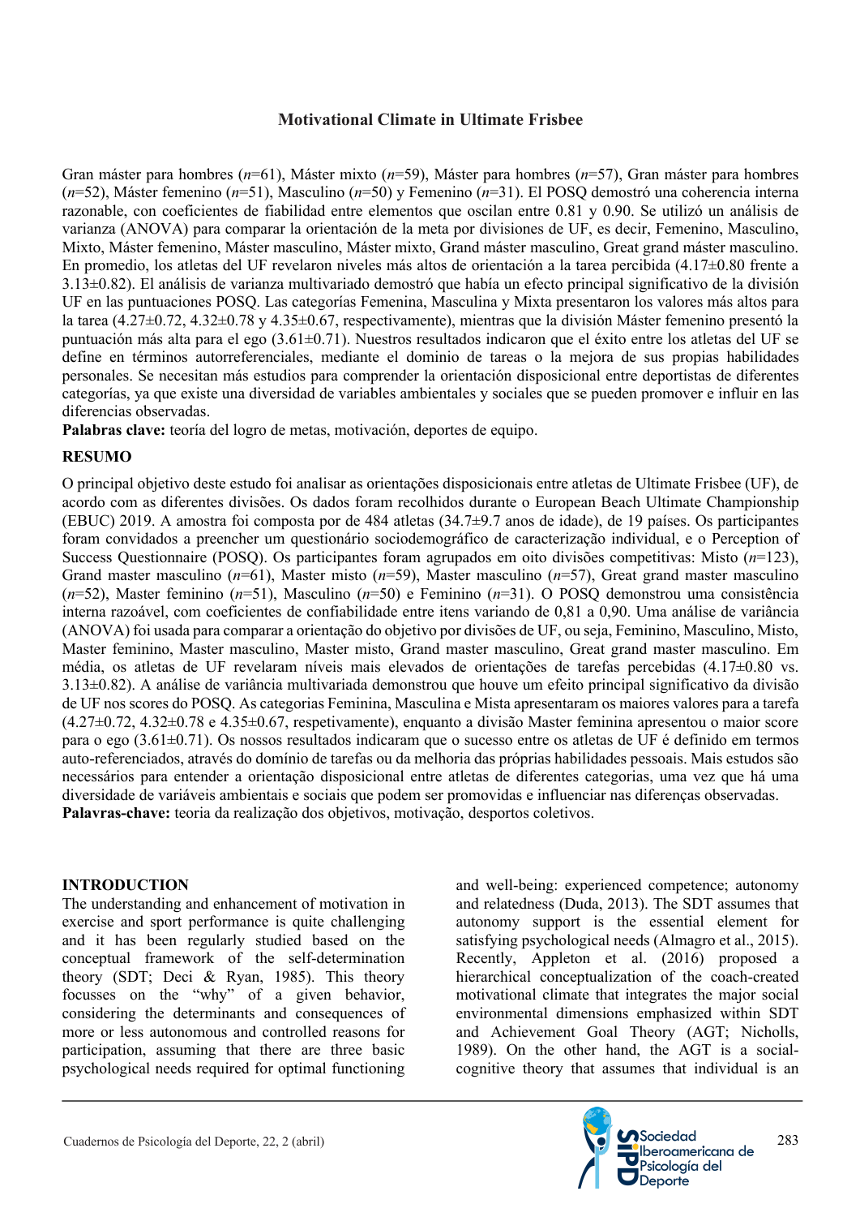## Motivational Climate in Ultimate Frisbee

Gran máster para hombres (*n*=61), Máster mixto (*n*=59), Máster para hombres (*n*=57), Gran máster para hombres (*n*=52), Máster femenino (*n*=51), Masculino (*n*=50) y Femenino (*n*=31). El POSQ demostró una coherencia interna razonable, con coeficientes de fiabilidad entre elementos que oscilan entre 0.81 y 0.90. Se utilizó un análisis de varianza (ANOVA) para comparar la orientación de la meta por divisiones de UF, es decir, Femenino, Masculino, Mixto, Máster femenino, Máster masculino, Máster mixto, Grand máster masculino, Great grand máster masculino. En promedio, los atletas del UF revelaron niveles más altos de orientación a la tarea percibida (4.17±0.80 frente a 3.13±0.82). El análisis de varianza multivariado demostró que había un efecto principal significativo de la división UF en las puntuaciones POSQ. Las categorías Femenina, Masculina y Mixta presentaron los valores más altos para la tarea (4.27±0.72, 4.32±0.78 y 4.35±0.67, respectivamente), mientras que la división Máster femenino presentó la puntuación más alta para el ego (3.61±0.71). Nuestros resultados indicaron que el éxito entre los atletas del UF se define en términos autorreferenciales, mediante el dominio de tareas o la mejora de sus propias habilidades personales. Se necesitan más estudios para comprender la orientación disposicional entre deportistas de diferentes categorías, ya que existe una diversidad de variables ambientales y sociales que se pueden promover e influir en las diferencias observadas.

**Palabras clave:** teoría del logro de metas, motivación, deportes de equipo.

## RESUMO

O principal objetivo deste estudo foi analisar as orientações disposicionais entre atletas de Ultimate Frisbee (UF), de acordo com as diferentes divisões. Os dados foram recolhidos durante o European Beach Ultimate Championship (EBUC) 2019. A amostra foi composta por de 484 atletas (34.7±9.7 anos de idade), de 19 países. Os participantes foram convidados a preencher um questionário sociodemográfico de caracterização individual, e o Perception of Success Questionnaire (POSQ). Os participantes foram agrupados em oito divisões competitivas: Misto (*n*=123), Grand master masculino (*n*=61), Master misto (*n*=59), Master masculino (*n*=57), Great grand master masculino (*n*=52), Master feminino (*n*=51), Masculino (*n*=50) e Feminino (*n*=31). O POSQ demonstrou uma consistência interna razoável, com coeficientes de confiabilidade entre itens variando de 0,81 a 0,90. Uma análise de variância (ANOVA) foi usada para comparar a orientação do objetivo por divisões de UF, ou seja, Feminino, Masculino, Misto, Master feminino, Master masculino, Master misto, Grand master masculino, Great grand master masculino. Em média, os atletas de UF revelaram níveis mais elevados de orientações de tarefas percebidas (4.17±0.80 vs. 3.13±0.82). A análise de variância multivariada demonstrou que houve um efeito principal significativo da divisão de UF nos scores do POSQ. As categorias Feminina, Masculina e Mista apresentaram os maiores valores para a tarefa (4.27±0.72, 4.32±0.78 e 4.35±0.67, respetivamente), enquanto a divisão Master feminina apresentou o maior score para o ego (3.61±0.71). Os nossos resultados indicaram que o sucesso entre os atletas de UF é definido em termos auto-referenciados, através do domínio de tarefas ou da melhoria das próprias habilidades pessoais. Mais estudos são necessários para entender a orientação disposicional entre atletas de diferentes categorias, uma vez que há uma diversidade de variáveis ambientais e sociais que podem ser promovidas e influenciar nas diferenças observadas.

**Palavras-chave:** teoria da realização dos objetivos, motivação, desportos coletivos.

## INTRODUCTION

The understanding and enhancement of motivation in exercise and sport performance is quite challenging and it has been regularly studied based on the conceptual framework of the self-determination theory (SDT; Deci & Ryan, 1985). This theory focusses on the "why" of a given behavior, considering the determinants and consequences of more or less autonomous and controlled reasons for participation, assuming that there are three basic psychological needs required for optimal functioning and well-being: experienced competence; autonomy and relatedness (Duda, 2013). The SDT assumes that autonomy support is the essential element for satisfying psychological needs (Almagro et al., 2015). Recently, Appleton et al. (2016) proposed a hierarchical conceptualization of the coach-created motivational climate that integrates the major social environmental dimensions emphasized within SDT and Achievement Goal Theory (AGT; Nicholls, 1989). On the other hand, the AGT is a social-cognitive theory that assumes that individual is an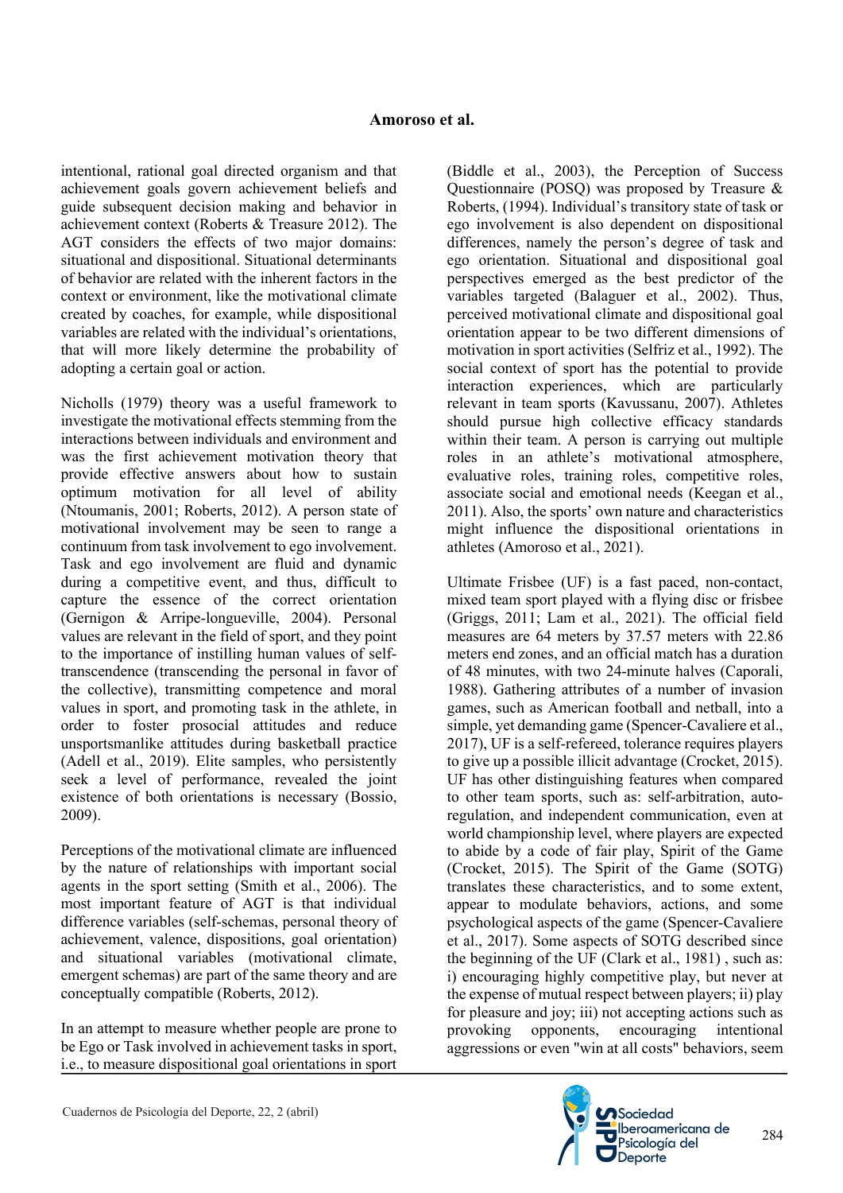intentional, rational goal directed organism and that achievement goals govern achievement beliefs and guide subsequent decision making and behavior in achievement context (Roberts & Treasure 2012). The AGT considers the effects of two major domains: situational and dispositional. Situational determinants of behavior are related with the inherent factors in the context or environment, like the motivational climate created by coaches, for example, while dispositional variables are related with the individual's orientations, that will more likely determine the probability of adopting a certain goal or action.

Nicholls (1979) theory was a useful framework to investigate the motivational effects stemming from the interactions between individuals and environment and was the first achievement motivation theory that provide effective answers about how to sustain optimum motivation for all level of ability (Ntoumanis, 2001; Roberts, 2012). A person state of motivational involvement may be seen to range a continuum from task involvement to ego involvement. Task and ego involvement are fluid and dynamic during a competitive event, and thus, difficult to capture the essence of the correct orientation (Gernigon & Arripe-longueville, 2004). Personal values are relevant in the field of sport, and they point to the importance of instilling human values of self-transcendence (transcending the personal in favor of the collective), transmitting competence and moral values in sport, and promoting task in the athlete, in order to foster prosocial attitudes and reduce unsportsmanlike attitudes during basketball practice (Adell et al., 2019). Elite samples, who persistently seek a level of performance, revealed the joint existence of both orientations is necessary (Bossio, 2009).

Perceptions of the motivational climate are influenced by the nature of relationships with important social agents in the sport setting (Smith et al., 2006). The most important feature of AGT is that individual difference variables (self-schemas, personal theory of achievement, valence, dispositions, goal orientation) and situational variables (motivational climate, emergent schemas) are part of the same theory and are conceptually compatible (Roberts, 2012).

In an attempt to measure whether people are prone to be Ego or Task involved in achievement tasks in sport, i.e., to measure dispositional goal orientations in sport (Biddle et al., 2003), the Perception of Success Questionnaire (POSQ) was proposed by Treasure & Roberts, (1994). Individual's transitory state of task or ego involvement is also dependent on dispositional differences, namely the person's degree of task and ego orientation. Situational and dispositional goal perspectives emerged as the best predictor of the variables targeted (Balaguer et al., 2002). Thus, perceived motivational climate and dispositional goal orientation appear to be two different dimensions of motivation in sport activities (Selfriz et al., 1992). The social context of sport has the potential to provide interaction experiences, which are particularly relevant in team sports (Kavussanu, 2007). Athletes should pursue high collective efficacy standards within their team. A person is carrying out multiple roles in an athlete's motivational atmosphere, evaluative roles, training roles, competitive roles, associate social and emotional needs (Keegan et al., 2011). Also, the sports' own nature and characteristics might influence the dispositional orientations in athletes (Amoroso et al., 2021).

Ultimate Frisbee (UF) is a fast paced, non-contact, mixed team sport played with a flying disc or frisbee (Griggs, 2011; Lam et al., 2021). The official field measures are 64 meters by 37.57 meters with 22.86 meters end zones, and an official match has a duration of 48 minutes, with two 24-minute halves (Caporali, 1988). Gathering attributes of a number of invasion games, such as American football and netball, into a simple, yet demanding game (Spencer-Cavaliere et al., 2017), UF is a self-refereed, tolerance requires players to give up a possible illicit advantage (Crocket, 2015). UF has other distinguishing features when compared to other team sports, such as: self-arbitration, auto-regulation, and independent communication, even at world championship level, where players are expected to abide by a code of fair play, Spirit of the Game (Crocket, 2015). The Spirit of the Game (SOTG) translates these characteristics, and to some extent, appear to modulate behaviors, actions, and some psychological aspects of the game (Spencer-Cavaliere et al., 2017). Some aspects of SOTG described since the beginning of the UF (Clark et al., 1981) , such as: i) encouraging highly competitive play, but never at the expense of mutual respect between players; ii) play for pleasure and joy; iii) not accepting actions such as provoking opponents, encouraging intentional aggressions or even "win at all costs" behaviors, seem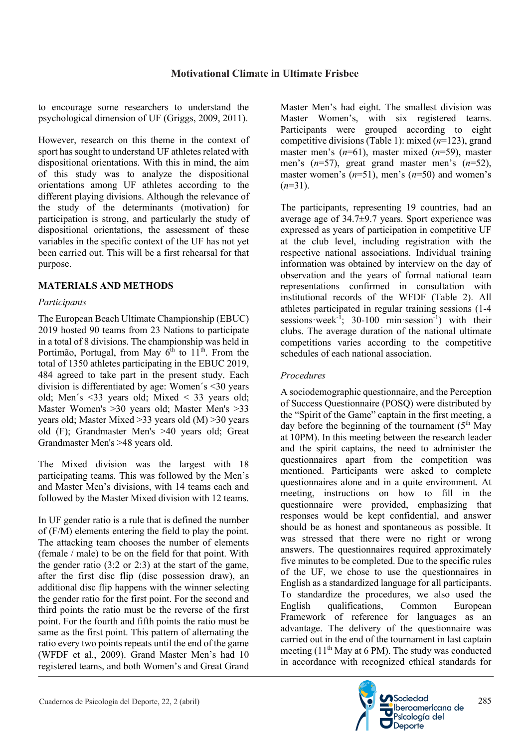to encourage some researchers to understand the psychological dimension of UF (Griggs, 2009, 2011).

However, research on this theme in the context of sport has sought to understand UF athletes related with dispositional orientations. With this in mind, the aim of this study was to analyze the dispositional orientations among UF athletes according to the different playing divisions. Although the relevance of the study of the determinants (motivation) for participation is strong, and particularly the study of dispositional orientations, the assessment of these variables in the specific context of the UF has not yet been carried out. This will be a first rehearsal for that purpose.

## MATERIALS AND METHODS

### *Participants*

The European Beach Ultimate Championship (EBUC) 2019 hosted 90 teams from 23 Nations to participate in a total of 8 divisions. The championship was held in Portimão, Portugal, from May 6th to 11th. From the total of 1350 athletes participating in the EBUC 2019, 484 agreed to take part in the present study. Each division is differentiated by age: Women´s <30 years old; Men´s <33 years old; Mixed < 33 years old; Master Women's >30 years old; Master Men's >33 years old; Master Mixed >33 years old (M) >30 years old (F); Grandmaster Men's >40 years old; Great Grandmaster Men's >48 years old.

The Mixed division was the largest with 18 participating teams. This was followed by the Men's and Master Men's divisions, with 14 teams each and followed by the Master Mixed division with 12 teams.

In UF gender ratio is a rule that is defined the number of (F/M) elements entering the field to play the point. The attacking team chooses the number of elements (female / male) to be on the field for that point. With the gender ratio (3:2 or 2:3) at the start of the game, after the first disc flip (disc possession draw), an additional disc flip happens with the winner selecting the gender ratio for the first point. For the second and third points the ratio must be the reverse of the first point. For the fourth and fifth points the ratio must be same as the first point. This pattern of alternating the ratio every two points repeats until the end of the game (WFDF et al., 2009). Grand Master Men's had 10 registered teams, and both Women's and Great Grand Master Men's had eight. The smallest division was Master Women's, with six registered teams. Participants were grouped according to eight competitive divisions (Table 1): mixed (*n*=123), grand master men's (*n*=61), master mixed (*n*=59), master men's (*n*=57), great grand master men's (*n*=52), master women's (*n*=51), men's (*n*=50) and women's (*n*=31).

The participants, representing 19 countries, had an average age of 34.7±9.7 years. Sport experience was expressed as years of participation in competitive UF at the club level, including registration with the respective national associations. Individual training information was obtained by interview on the day of observation and the years of formal national team representations confirmed in consultation with institutional records of the WFDF (Table 2). All athletes participated in regular training sessions (1-4 sessions·week$^{-1}$; 30-100 min·session$^{-1}$) with their clubs. The average duration of the national ultimate competitions varies according to the competitive schedules of each national association.

### *Procedures*

A sociodemographic questionnaire, and the Perception of Success Questionnaire (POSQ) were distributed by the "Spirit of the Game" captain in the first meeting, a day before the beginning of the tournament (5th May at 10PM). In this meeting between the research leader and the spirit captains, the need to administer the questionnaires apart from the competition was mentioned. Participants were asked to complete questionnaires alone and in a quite environment. At meeting, instructions on how to fill in the questionnaire were provided, emphasizing that responses would be kept confidential, and answer should be as honest and spontaneous as possible. It was stressed that there were no right or wrong answers. The questionnaires required approximately five minutes to be completed. Due to the specific rules of the UF, we chose to use the questionnaires in English as a standardized language for all participants. To standardize the procedures, we also used the English qualifications, Common European Framework of reference for languages as an advantage. The delivery of the questionnaire was carried out in the end of the tournament in last captain meeting (11th May at 6 PM). The study was conducted in accordance with recognized ethical standards for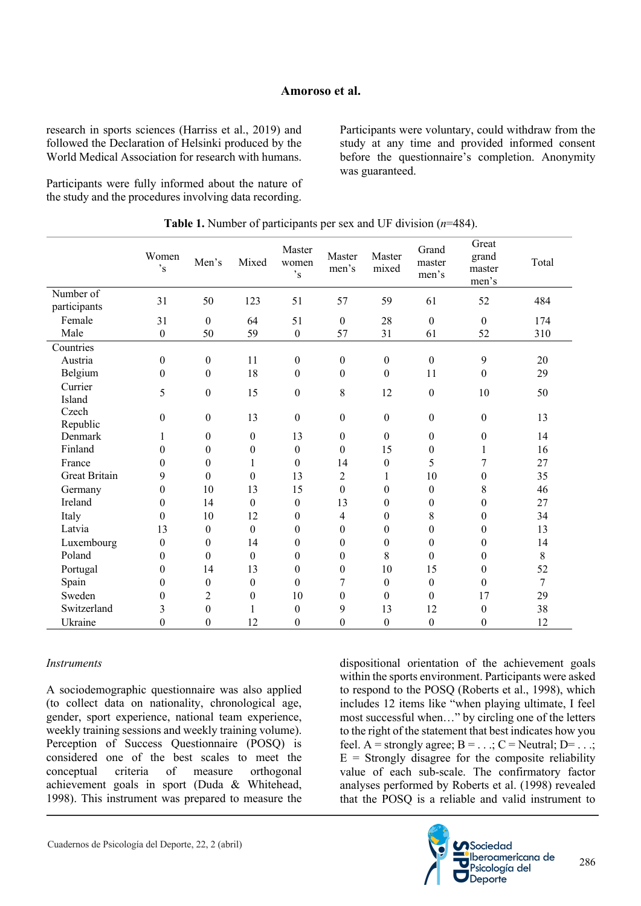research in sports sciences (Harriss et al., 2019) and followed the Declaration of Helsinki produced by the World Medical Association for research with humans.

Participants were fully informed about the nature of the study and the procedures involving data recording. Participants were voluntary, could withdraw from the study at any time and provided informed consent before the questionnaire's completion. Anonymity was guaranteed.

**Table 1.** Number of participants per sex and UF division (*n*=484).

| | Women's | Men's | Mixed | Master women's | Master men's | Master mixed | Grand master men's | Great grand master men's | Total |
|---|---|---|---|---|---|---|---|---|---|
| Number of participants | 31 | 50 | 123 | 51 | 57 | 59 | 61 | 52 | 484 |
| Female | 31 | 0 | 64 | 51 | 0 | 28 | 0 | 0 | 174 |
| Male | 0 | 50 | 59 | 0 | 57 | 31 | 61 | 52 | 310 |
| Countries | | | | | | | | | |
| Austria | 0 | 0 | 11 | 0 | 0 | 0 | 0 | 9 | 20 |
| Belgium | 0 | 0 | 18 | 0 | 0 | 0 | 11 | 0 | 29 |
| Currier Island | 5 | 0 | 15 | 0 | 8 | 12 | 0 | 10 | 50 |
| Czech Republic | 0 | 0 | 13 | 0 | 0 | 0 | 0 | 0 | 13 |
| Denmark | 1 | 0 | 0 | 13 | 0 | 0 | 0 | 0 | 14 |
| Finland | 0 | 0 | 0 | 0 | 0 | 15 | 0 | 1 | 16 |
| France | 0 | 0 | 1 | 0 | 14 | 0 | 5 | 7 | 27 |
| Great Britain | 9 | 0 | 0 | 13 | 2 | 1 | 10 | 0 | 35 |
| Germany | 0 | 10 | 13 | 15 | 0 | 0 | 0 | 8 | 46 |
| Ireland | 0 | 14 | 0 | 0 | 13 | 0 | 0 | 0 | 27 |
| Italy | 0 | 10 | 12 | 0 | 4 | 0 | 8 | 0 | 34 |
| Latvia | 13 | 0 | 0 | 0 | 0 | 0 | 0 | 0 | 13 |
| Luxembourg | 0 | 0 | 14 | 0 | 0 | 0 | 0 | 0 | 14 |
| Poland | 0 | 0 | 0 | 0 | 0 | 8 | 0 | 0 | 8 |
| Portugal | 0 | 14 | 13 | 0 | 0 | 10 | 15 | 0 | 52 |
| Spain | 0 | 0 | 0 | 0 | 7 | 0 | 0 | 0 | 7 |
| Sweden | 0 | 2 | 0 | 10 | 0 | 0 | 0 | 17 | 29 |
| Switzerland | 3 | 0 | 1 | 0 | 9 | 13 | 12 | 0 | 38 |
| Ukraine | 0 | 0 | 12 | 0 | 0 | 0 | 0 | 0 | 12 |

*Instruments*

A sociodemographic questionnaire was also applied (to collect data on nationality, chronological age, gender, sport experience, national team experience, weekly training sessions and weekly training volume). Perception of Success Questionnaire (POSQ) is considered one of the best scales to meet the conceptual criteria of measure orthogonal achievement goals in sport (Duda & Whitehead, 1998). This instrument was prepared to measure the dispositional orientation of the achievement goals within the sports environment. Participants were asked to respond to the POSQ (Roberts et al., 1998), which includes 12 items like "when playing ultimate, I feel most successful when…" by circling one of the letters to the right of the statement that best indicates how you feel. A = strongly agree; B = . . .; C = Neutral; D= . . .; E = Strongly disagree for the composite reliability value of each sub-scale. The confirmatory factor analyses performed by Roberts et al. (1998) revealed that the POSQ is a reliable and valid instrument to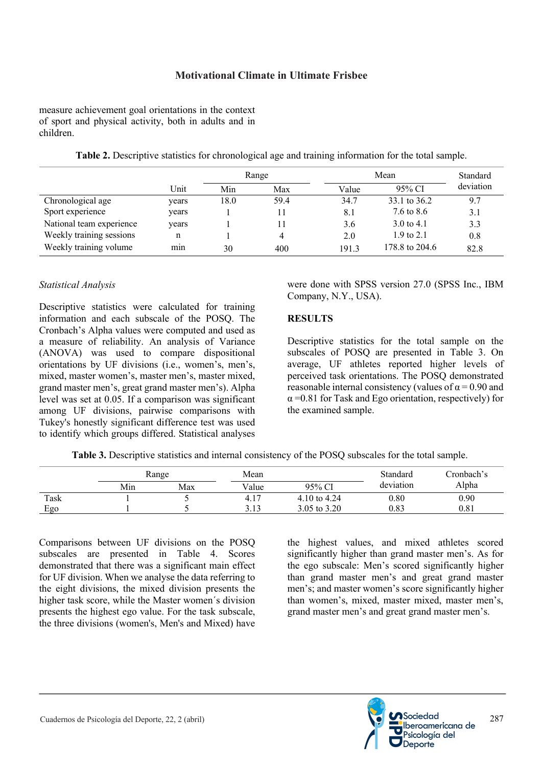measure achievement goal orientations in the context of sport and physical activity, both in adults and in children.

**Table 2.** Descriptive statistics for chronological age and training information for the total sample.

| | Unit | Range | | Mean | | Standard deviation |
|---|---|---|---|---|---|---|
| | | Min | Max | Value | 95% CI | |
| Chronological age | years | 18.0 | 59.4 | 34.7 | 33.1 to 36.2 | 9.7 |
| Sport experience | years | 1 | 11 | 8.1 | 7.6 to 8.6 | 3.1 |
| National team experience | years | 1 | 11 | 3.6 | 3.0 to 4.1 | 3.3 |
| Weekly training sessions | n | 1 | 4 | 2.0 | 1.9 to 2.1 | 0.8 |
| Weekly training volume | min | 30 | 400 | 191.3 | 178.8 to 204.6 | 82.8 |

*Statistical Analysis*

Descriptive statistics were calculated for training information and each subscale of the POSQ. The Cronbach's Alpha values were computed and used as a measure of reliability. An analysis of Variance (ANOVA) was used to compare dispositional orientations by UF divisions (i.e., women's, men's, mixed, master women's, master men's, master mixed, grand master men's, great grand master men's). Alpha level was set at 0.05. If a comparison was significant among UF divisions, pairwise comparisons with Tukey's honestly significant difference test was used to identify which groups differed. Statistical analyses were done with SPSS version 27.0 (SPSS Inc., IBM Company, N.Y., USA).

## RESULTS

Descriptive statistics for the total sample on the subscales of POSQ are presented in Table 3. On average, UF athletes reported higher levels of perceived task orientations. The POSQ demonstrated reasonable internal consistency (values of $\alpha = 0.90$ and $\alpha = 0.81$ for Task and Ego orientation, respectively) for the examined sample.

**Table 3.** Descriptive statistics and internal consistency of the POSQ subscales for the total sample.

| | Range | | Mean | | Standard deviation | Cronbach's Alpha |
|---|---|---|---|---|---|---|
| | Min | Max | Value | 95% CI | | |
| Task | 1 | 5 | 4.17 | 4.10 to 4.24 | 0.80 | 0.90 |
| Ego | 1 | 5 | 3.13 | 3.05 to 3.20 | 0.83 | 0.81 |

Comparisons between UF divisions on the POSQ subscales are presented in Table 4. Scores demonstrated that there was a significant main effect for UF division. When we analyse the data referring to the eight divisions, the mixed division presents the higher task score, while the Master women´s division presents the highest ego value. For the task subscale, the three divisions (women's, Men's and Mixed) have the highest values, and mixed athletes scored significantly higher than grand master men's. As for the ego subscale: Men's scored significantly higher than grand master men's and great grand master men's; and master women's score significantly higher than women's, mixed, master mixed, master men's, grand master men's and great grand master men's.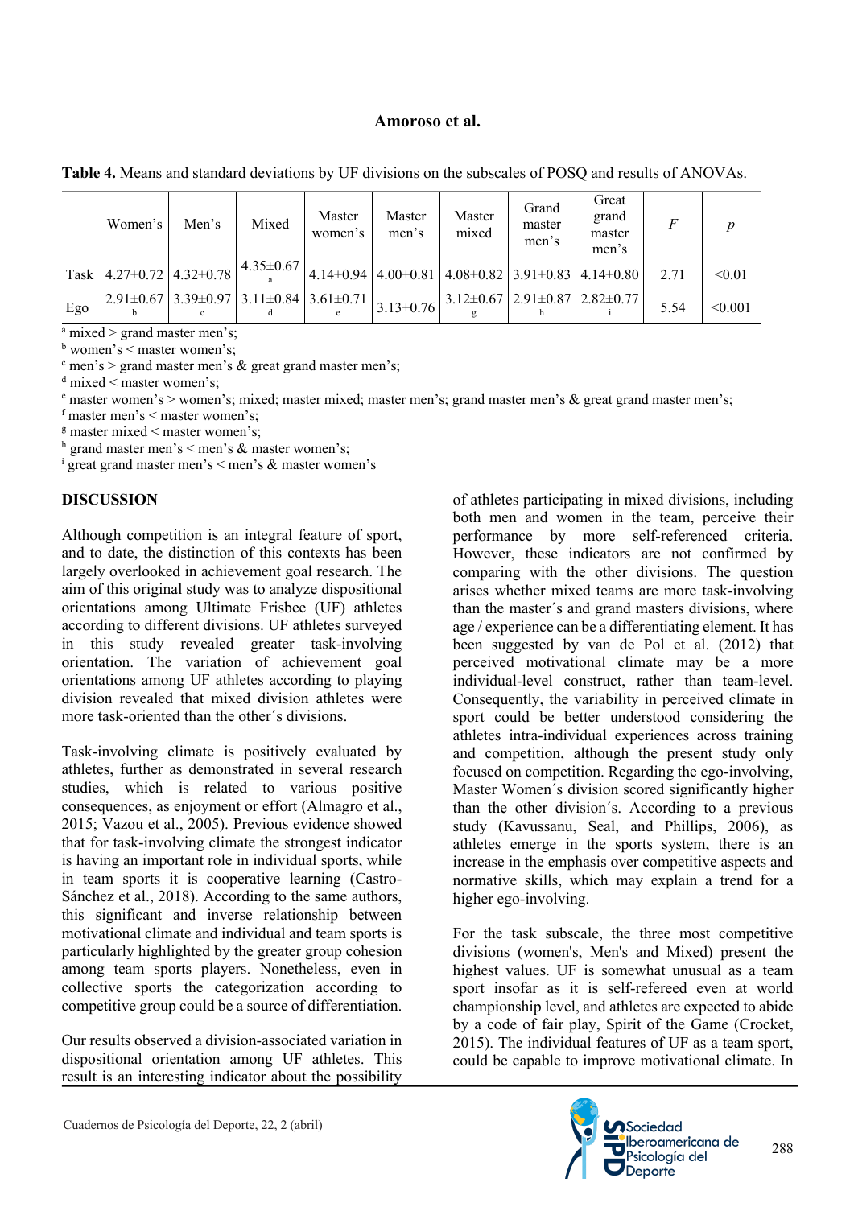**Table 4.** Means and standard deviations by UF divisions on the subscales of POSQ and results of ANOVAs.

| | Women's | Men's | Mixed | Master women's | Master men's | Master mixed | Grand master men's | Great grand master men's | *F* | *p* |
|---|---|---|---|---|---|---|---|---|---|---|
| Task | 4.27±0.72 | 4.32±0.78 | 4.35±0.67 [a] | 4.14±0.94 | 4.00±0.81 | 4.08±0.82 | 3.91±0.83 | 4.14±0.80 | 2.71 | <0.01 |
| Ego | 2.91±0.67 [b] | 3.39±0.97 [c] | 3.11±0.84 [d] | 3.61±0.71 [e] | 3.13±0.76 | 3.12±0.67 [g] | 2.91±0.87 [h] | 2.82±0.77 [i] | 5.54 | <0.001 |

[a] mixed > grand master men's;
[b] women's < master women's;
[c] men's > grand master men's & great grand master men's;
[d] mixed < master women's;
[e] master women's > women's; mixed; master mixed; master men's; grand master men's & great grand master men's;
[f] master men's < master women's;
[g] master mixed < master women's;
[h] grand master men's < men's & master women's;
[i] great grand master men's < men's & master women's

## DISCUSSION

Although competition is an integral feature of sport, and to date, the distinction of this contexts has been largely overlooked in achievement goal research. The aim of this original study was to analyze dispositional orientations among Ultimate Frisbee (UF) athletes according to different divisions. UF athletes surveyed in this study revealed greater task-involving orientation. The variation of achievement goal orientations among UF athletes according to playing division revealed that mixed division athletes were more task-oriented than the other´s divisions.

Task-involving climate is positively evaluated by athletes, further as demonstrated in several research studies, which is related to various positive consequences, as enjoyment or effort (Almagro et al., 2015; Vazou et al., 2005). Previous evidence showed that for task-involving climate the strongest indicator is having an important role in individual sports, while in team sports it is cooperative learning (Castro-Sánchez et al., 2018). According to the same authors, this significant and inverse relationship between motivational climate and individual and team sports is particularly highlighted by the greater group cohesion among team sports players. Nonetheless, even in collective sports the categorization according to competitive group could be a source of differentiation.

Our results observed a division-associated variation in dispositional orientation among UF athletes. This result is an interesting indicator about the possibility of athletes participating in mixed divisions, including both men and women in the team, perceive their performance by more self-referenced criteria. However, these indicators are not confirmed by comparing with the other divisions. The question arises whether mixed teams are more task-involving than the master´s and grand masters divisions, where age / experience can be a differentiating element. It has been suggested by van de Pol et al. (2012) that perceived motivational climate may be a more individual-level construct, rather than team-level. Consequently, the variability in perceived climate in sport could be better understood considering the athletes intra-individual experiences across training and competition, although the present study only focused on competition. Regarding the ego-involving, Master Women´s division scored significantly higher than the other division´s. According to a previous study (Kavussanu, Seal, and Phillips, 2006), as athletes emerge in the sports system, there is an increase in the emphasis over competitive aspects and normative skills, which may explain a trend for a higher ego-involving.

For the task subscale, the three most competitive divisions (women's, Men's and Mixed) present the highest values. UF is somewhat unusual as a team sport insofar as it is self-refereed even at world championship level, and athletes are expected to abide by a code of fair play, Spirit of the Game (Crocket, 2015). The individual features of UF as a team sport, could be capable to improve motivational climate. In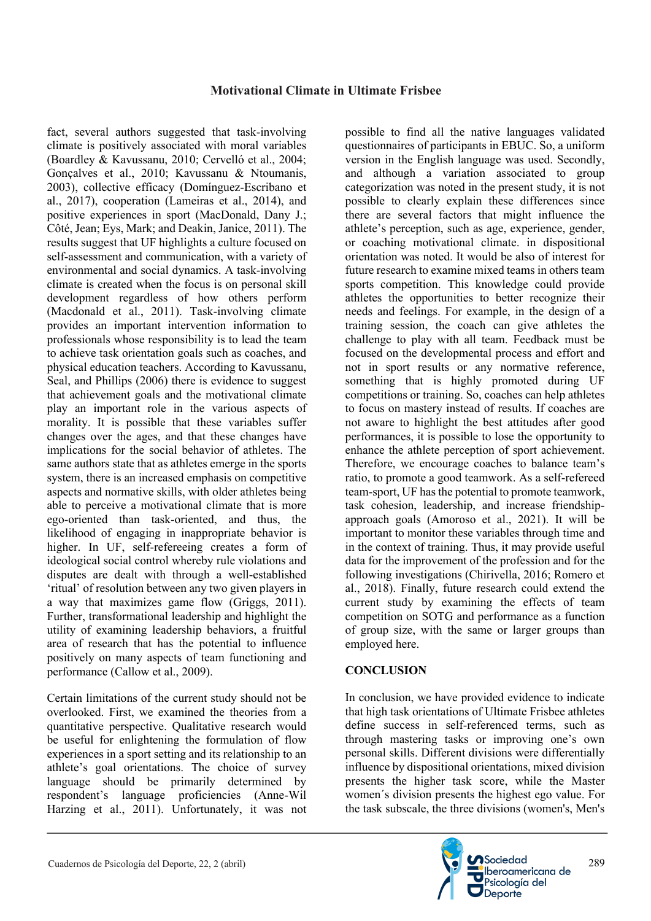fact, several authors suggested that task-involving climate is positively associated with moral variables (Boardley & Kavussanu, 2010; Cervelló et al., 2004; Gonçalves et al., 2010; Kavussanu & Ntoumanis, 2003), collective efficacy (Domínguez-Escribano et al., 2017), cooperation (Lameiras et al., 2014), and positive experiences in sport (MacDonald, Dany J.; Côté, Jean; Eys, Mark; and Deakin, Janice, 2011). The results suggest that UF highlights a culture focused on self-assessment and communication, with a variety of environmental and social dynamics. A task-involving climate is created when the focus is on personal skill development regardless of how others perform (Macdonald et al., 2011). Task-involving climate provides an important intervention information to professionals whose responsibility is to lead the team to achieve task orientation goals such as coaches, and physical education teachers. According to Kavussanu, Seal, and Phillips (2006) there is evidence to suggest that achievement goals and the motivational climate play an important role in the various aspects of morality. It is possible that these variables suffer changes over the ages, and that these changes have implications for the social behavior of athletes. The same authors state that as athletes emerge in the sports system, there is an increased emphasis on competitive aspects and normative skills, with older athletes being able to perceive a motivational climate that is more ego-oriented than task-oriented, and thus, the likelihood of engaging in inappropriate behavior is higher. In UF, self-refereeing creates a form of ideological social control whereby rule violations and disputes are dealt with through a well-established 'ritual' of resolution between any two given players in a way that maximizes game flow (Griggs, 2011). Further, transformational leadership and highlight the utility of examining leadership behaviors, a fruitful area of research that has the potential to influence positively on many aspects of team functioning and performance (Callow et al., 2009).

Certain limitations of the current study should not be overlooked. First, we examined the theories from a quantitative perspective. Qualitative research would be useful for enlightening the formulation of flow experiences in a sport setting and its relationship to an athlete's goal orientations. The choice of survey language should be primarily determined by respondent's language proficiencies (Anne-Wil Harzing et al., 2011). Unfortunately, it was not possible to find all the native languages validated questionnaires of participants in EBUC. So, a uniform version in the English language was used. Secondly, and although a variation associated to group categorization was noted in the present study, it is not possible to clearly explain these differences since there are several factors that might influence the athlete's perception, such as age, experience, gender, or coaching motivational climate. in dispositional orientation was noted. It would be also of interest for future research to examine mixed teams in others team sports competition. This knowledge could provide athletes the opportunities to better recognize their needs and feelings. For example, in the design of a training session, the coach can give athletes the challenge to play with all team. Feedback must be focused on the developmental process and effort and not in sport results or any normative reference, something that is highly promoted during UF competitions or training. So, coaches can help athletes to focus on mastery instead of results. If coaches are not aware to highlight the best attitudes after good performances, it is possible to lose the opportunity to enhance the athlete perception of sport achievement. Therefore, we encourage coaches to balance team's ratio, to promote a good teamwork. As a self-refereed team-sport, UF has the potential to promote teamwork, task cohesion, leadership, and increase friendship-approach goals (Amoroso et al., 2021). It will be important to monitor these variables through time and in the context of training. Thus, it may provide useful data for the improvement of the profession and for the following investigations (Chirivella, 2016; Romero et al., 2018). Finally, future research could extend the current study by examining the effects of team competition on SOTG and performance as a function of group size, with the same or larger groups than employed here.

## CONCLUSION

In conclusion, we have provided evidence to indicate that high task orientations of Ultimate Frisbee athletes define success in self-referenced terms, such as through mastering tasks or improving one's own personal skills. Different divisions were differentially influence by dispositional orientations, mixed division presents the higher task score, while the Master women´s division presents the highest ego value. For the task subscale, the three divisions (women's, Men's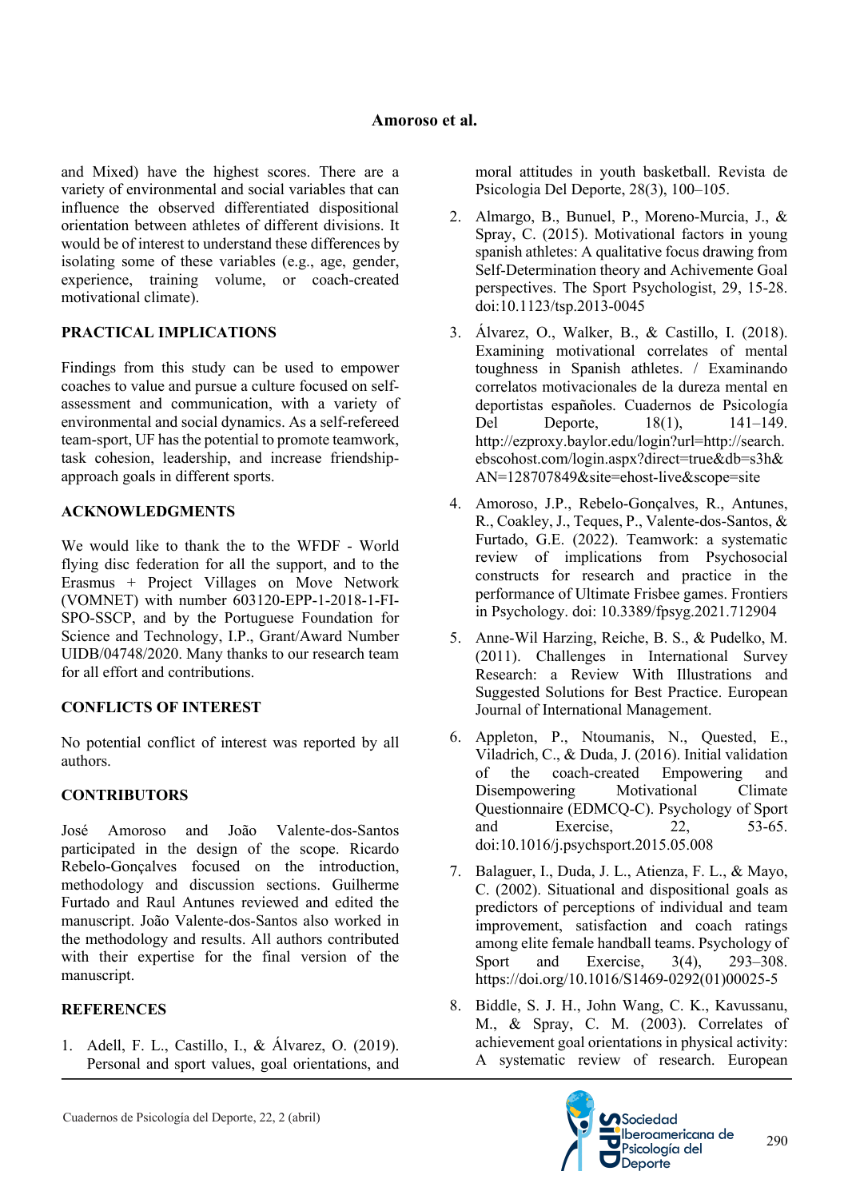and Mixed) have the highest scores. There are a variety of environmental and social variables that can influence the observed differentiated dispositional orientation between athletes of different divisions. It would be of interest to understand these differences by isolating some of these variables (e.g., age, gender, experience, training volume, or coach-created motivational climate).

## PRACTICAL IMPLICATIONS

Findings from this study can be used to empower coaches to value and pursue a culture focused on self-assessment and communication, with a variety of environmental and social dynamics. As a self-refereed team-sport, UF has the potential to promote teamwork, task cohesion, leadership, and increase friendship-approach goals in different sports.

## ACKNOWLEDGMENTS

We would like to thank the to the WFDF - World flying disc federation for all the support, and to the Erasmus + Project Villages on Move Network (VOMNET) with number 603120-EPP-1-2018-1-FI-SPO-SSCP, and by the Portuguese Foundation for Science and Technology, I.P., Grant/Award Number UIDB/04748/2020. Many thanks to our research team for all effort and contributions.

## CONFLICTS OF INTEREST

No potential conflict of interest was reported by all authors.

## CONTRIBUTORS

José Amoroso and João Valente-dos-Santos participated in the design of the scope. Ricardo Rebelo-Gonçalves focused on the introduction, methodology and discussion sections. Guilherme Furtado and Raul Antunes reviewed and edited the manuscript. João Valente-dos-Santos also worked in the methodology and results. All authors contributed with their expertise for the final version of the manuscript.

## REFERENCES

1. Adell, F. L., Castillo, I., & Álvarez, O. (2019). Personal and sport values, goal orientations, and moral attitudes in youth basketball. Revista de Psicologia Del Deporte, 28(3), 100–105.
2. Almargo, B., Bunuel, P., Moreno-Murcia, J., & Spray, C. (2015). Motivational factors in young spanish athletes: A qualitative focus drawing from Self-Determination theory and Achivemente Goal perspectives. The Sport Psychologist, 29, 15-28. doi:10.1123/tsp.2013-0045
3. Álvarez, O., Walker, B., & Castillo, I. (2018). Examining motivational correlates of mental toughness in Spanish athletes. / Examinando correlatos motivacionales de la dureza mental en deportistas españoles. Cuadernos de Psicología Del Deporte, 18(1), 141–149. http://ezproxy.baylor.edu/login?url=http://search.ebscohost.com/login.aspx?direct=true&db=s3h&AN=128707849&site=ehost-live&scope=site
4. Amoroso, J.P., Rebelo-Gonçalves, R., Antunes, R., Coakley, J., Teques, P., Valente-dos-Santos, & Furtado, G.E. (2022). Teamwork: a systematic review of implications from Psychosocial constructs for research and practice in the performance of Ultimate Frisbee games. Frontiers in Psychology. doi: 10.3389/fpsyg.2021.712904
5. Anne-Wil Harzing, Reiche, B. S., & Pudelko, M. (2011). Challenges in International Survey Research: a Review With Illustrations and Suggested Solutions for Best Practice. European Journal of International Management.
6. Appleton, P., Ntoumanis, N., Quested, E., Viladrich, C., & Duda, J. (2016). Initial validation of the coach-created Empowering and Disempowering Motivational Climate Questionnaire (EDMCQ-C). Psychology of Sport and Exercise, 22, 53-65. doi:10.1016/j.psychsport.2015.05.008
7. Balaguer, I., Duda, J. L., Atienza, F. L., & Mayo, C. (2002). Situational and dispositional goals as predictors of perceptions of individual and team improvement, satisfaction and coach ratings among elite female handball teams. Psychology of Sport and Exercise, 3(4), 293–308. https://doi.org/10.1016/S1469-0292(01)00025-5
8. Biddle, S. J. H., John Wang, C. K., Kavussanu, M., & Spray, C. M. (2003). Correlates of achievement goal orientations in physical activity: A systematic review of research. European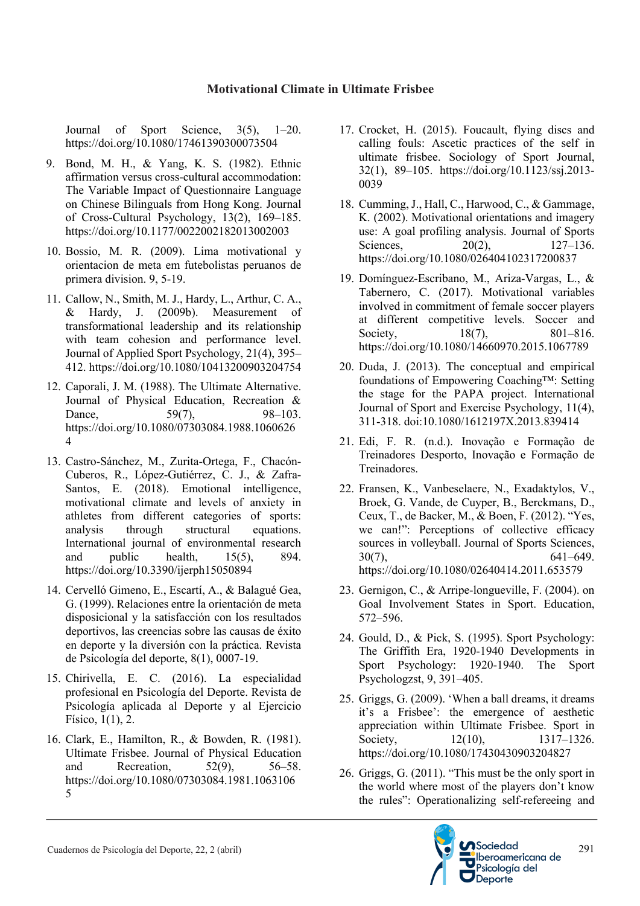Journal of Sport Science, 3(5), 1–20. https://doi.org/10.1080/17461390300073504

9. Bond, M. H., & Yang, K. S. (1982). Ethnic affirmation versus cross-cultural accommodation: The Variable Impact of Questionnaire Language on Chinese Bilinguals from Hong Kong. Journal of Cross-Cultural Psychology, 13(2), 169–185. https://doi.org/10.1177/0022002182013002003

10. Bossio, M. R. (2009). Lima motivational y orientacion de meta em futebolistas peruanos de primera division. 9, 5-19.

11. Callow, N., Smith, M. J., Hardy, L., Arthur, C. A., & Hardy, J. (2009b). Measurement of transformational leadership and its relationship with team cohesion and performance level. Journal of Applied Sport Psychology, 21(4), 395–412. https://doi.org/10.1080/10413200903204754

12. Caporali, J. M. (1988). The Ultimate Alternative. Journal of Physical Education, Recreation & Dance, 59(7), 98–103. https://doi.org/10.1080/07303084.1988.10606264

13. Castro-Sánchez, M., Zurita-Ortega, F., Chacón-Cuberos, R., López-Gutiérrez, C. J., & Zafra-Santos, E. (2018). Emotional intelligence, motivational climate and levels of anxiety in athletes from different categories of sports: analysis through structural equations. International journal of environmental research and public health, 15(5), 894. https://doi.org/10.3390/ijerph15050894

14. Cervelló Gimeno, E., Escartí, A., & Balagué Gea, G. (1999). Relaciones entre la orientación de meta disposicional y la satisfacción con los resultados deportivos, las creencias sobre las causas de éxito en deporte y la diversión con la práctica. Revista de Psicología del deporte, 8(1), 0007-19.

15. Chirivella, E. C. (2016). La especialidad profesional en Psicología del Deporte. Revista de Psicología aplicada al Deporte y al Ejercicio Físico, 1(1), 2.

16. Clark, E., Hamilton, R., & Bowden, R. (1981). Ultimate Frisbee. Journal of Physical Education and Recreation, 52(9), 56–58. https://doi.org/10.1080/07303084.1981.10631065

17. Crocket, H. (2015). Foucault, flying discs and calling fouls: Ascetic practices of the self in ultimate frisbee. Sociology of Sport Journal, 32(1), 89–105. https://doi.org/10.1123/ssj.2013-0039

18. Cumming, J., Hall, C., Harwood, C., & Gammage, K. (2002). Motivational orientations and imagery use: A goal profiling analysis. Journal of Sports Sciences, 20(2), 127–136. https://doi.org/10.1080/026404102317200837

19. Domínguez-Escribano, M., Ariza-Vargas, L., & Tabernero, C. (2017). Motivational variables involved in commitment of female soccer players at different competitive levels. Soccer and Society, 18(7), 801–816. https://doi.org/10.1080/14660970.2015.1067789

20. Duda, J. (2013). The conceptual and empirical foundations of Empowering Coaching™: Setting the stage for the PAPA project. International Journal of Sport and Exercise Psychology, 11(4), 311-318. doi:10.1080/1612197X.2013.839414

21. Edi, F. R. (n.d.). Inovação e Formação de Treinadores Desporto, Inovação e Formação de Treinadores.

22. Fransen, K., Vanbeselaere, N., Exadaktylos, V., Broek, G. Vande, de Cuyper, B., Berckmans, D., Ceux, T., de Backer, M., & Boen, F. (2012). "Yes, we can!": Perceptions of collective efficacy sources in volleyball. Journal of Sports Sciences, 30(7), 641–649. https://doi.org/10.1080/02640414.2011.653579

23. Gernigon, C., & Arripe-longueville, F. (2004). on Goal Involvement States in Sport. Education, 572–596.

24. Gould, D., & Pick, S. (1995). Sport Psychology: The Griffith Era, 1920-1940 Developments in Sport Psychology: 1920-1940. The Sport Psychologzst, 9, 391–405.

25. Griggs, G. (2009). 'When a ball dreams, it dreams it's a Frisbee': the emergence of aesthetic appreciation within Ultimate Frisbee. Sport in Society, 12(10), 1317–1326. https://doi.org/10.1080/17430430903204827

26. Griggs, G. (2011). "This must be the only sport in the world where most of the players don't know the rules": Operationalizing self-refereeing and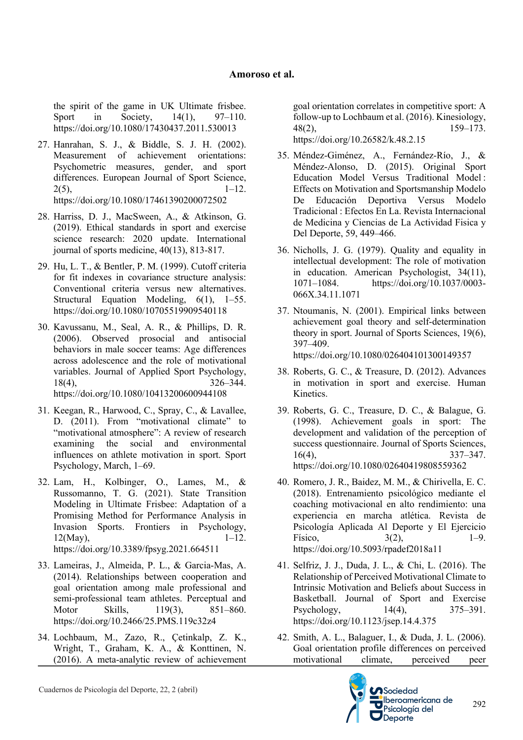the spirit of the game in UK Ultimate frisbee. Sport in Society, 14(1), 97–110. https://doi.org/10.1080/17430437.2011.530013

27. Hanrahan, S. J., & Biddle, S. J. H. (2002). Measurement of achievement orientations: Psychometric measures, gender, and sport differences. European Journal of Sport Science, 2(5), 1–12. https://doi.org/10.1080/17461390200072502

28. Harriss, D. J., MacSween, A., & Atkinson, G. (2019). Ethical standards in sport and exercise science research: 2020 update. International journal of sports medicine, 40(13), 813-817.

29. Hu, L. T., & Bentler, P. M. (1999). Cutoff criteria for fit indexes in covariance structure analysis: Conventional criteria versus new alternatives. Structural Equation Modeling, 6(1), 1–55. https://doi.org/10.1080/10705519909540118

30. Kavussanu, M., Seal, A. R., & Phillips, D. R. (2006). Observed prosocial and antisocial behaviors in male soccer teams: Age differences across adolescence and the role of motivational variables. Journal of Applied Sport Psychology, 18(4), 326–344. https://doi.org/10.1080/10413200600944108

31. Keegan, R., Harwood, C., Spray, C., & Lavallee, D. (2011). From "motivational climate" to "motivational atmosphere": A review of research examining the social and environmental influences on athlete motivation in sport. Sport Psychology, March, 1–69.

32. Lam, H., Kolbinger, O., Lames, M., & Russomanno, T. G. (2021). State Transition Modeling in Ultimate Frisbee: Adaptation of a Promising Method for Performance Analysis in Invasion Sports. Frontiers in Psychology, 12(May), 1–12. https://doi.org/10.3389/fpsyg.2021.664511

33. Lameiras, J., Almeida, P. L., & Garcia-Mas, A. (2014). Relationships between cooperation and goal orientation among male professional and semi-professional team athletes. Perceptual and Motor Skills, 119(3), 851–860. https://doi.org/10.2466/25.PMS.119c32z4

34. Lochbaum, M., Zazo, R., Çetinkalp, Z. K., Wright, T., Graham, K. A., & Konttinen, N. (2016). A meta-analytic review of achievement goal orientation correlates in competitive sport: A follow-up to Lochbaum et al. (2016). Kinesiology, 48(2), 159–173. https://doi.org/10.26582/k.48.2.15

35. Méndez-Giménez, A., Fernández-Río, J., & Méndez-Alonso, D. (2015). Original Sport Education Model Versus Traditional Model : Effects on Motivation and Sportsmanship Modelo De Educación Deportiva Versus Modelo Tradicional : Efectos En La. Revista Internacional de Medicina y Ciencias de La Actividad Fisica y Del Deporte, 59, 449–466.

36. Nicholls, J. G. (1979). Quality and equality in intellectual development: The role of motivation in education. American Psychologist, 34(11), 1071–1084. https://doi.org/10.1037/0003-066X.34.11.1071

37. Ntoumanis, N. (2001). Empirical links between achievement goal theory and self-determination theory in sport. Journal of Sports Sciences, 19(6), 397–409. https://doi.org/10.1080/026404101300149357

38. Roberts, G. C., & Treasure, D. (2012). Advances in motivation in sport and exercise. Human Kinetics.

39. Roberts, G. C., Treasure, D. C., & Balague, G. (1998). Achievement goals in sport: The development and validation of the perception of success questionnaire. Journal of Sports Sciences, 16(4), 337–347. https://doi.org/10.1080/02640419808559362

40. Romero, J. R., Baidez, M. M., & Chirivella, E. C. (2018). Entrenamiento psicológico mediante el coaching motivacional en alto rendimiento: una experiencia en marcha atlética. Revista de Psicología Aplicada Al Deporte y El Ejercicio Físico, 3(2), 1–9. https://doi.org/10.5093/rpadef2018a11

41. Selfriz, J. J., Duda, J. L., & Chi, L. (2016). The Relationship of Perceived Motivational Climate to Intrinsic Motivation and Beliefs about Success in Basketball. Journal of Sport and Exercise Psychology, 14(4), 375–391. https://doi.org/10.1123/jsep.14.4.375

42. Smith, A. L., Balaguer, I., & Duda, J. L. (2006). Goal orientation profile differences on perceived motivational climate, perceived peer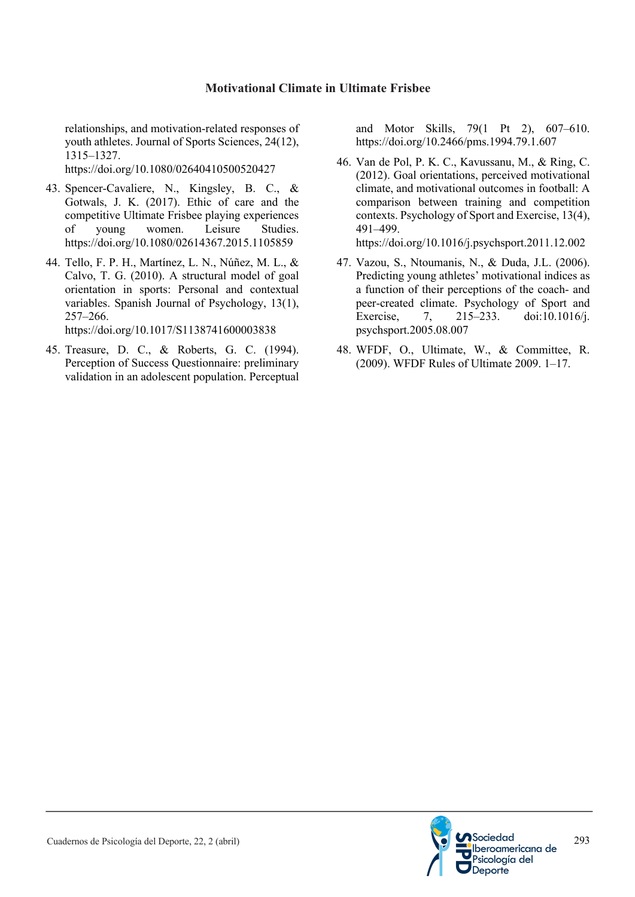relationships, and motivation-related responses of youth athletes. Journal of Sports Sciences, 24(12), 1315–1327. https://doi.org/10.1080/02640410500520427

43. Spencer-Cavaliere, N., Kingsley, B. C., & Gotwals, J. K. (2017). Ethic of care and the competitive Ultimate Frisbee playing experiences of young women. Leisure Studies. https://doi.org/10.1080/02614367.2015.1105859

44. Tello, F. P. H., Martínez, L. N., Núñez, M. L., & Calvo, T. G. (2010). A structural model of goal orientation in sports: Personal and contextual variables. Spanish Journal of Psychology, 13(1), 257–266. https://doi.org/10.1017/S1138741600003838

45. Treasure, D. C., & Roberts, G. C. (1994). Perception of Success Questionnaire: preliminary validation in an adolescent population. Perceptual and Motor Skills, 79(1 Pt 2), 607–610. https://doi.org/10.2466/pms.1994.79.1.607

46. Van de Pol, P. K. C., Kavussanu, M., & Ring, C. (2012). Goal orientations, perceived motivational climate, and motivational outcomes in football: A comparison between training and competition contexts. Psychology of Sport and Exercise, 13(4), 491–499. https://doi.org/10.1016/j.psychsport.2011.12.002

47. Vazou, S., Ntoumanis, N., & Duda, J.L. (2006). Predicting young athletes' motivational indices as a function of their perceptions of the coach- and peer-created climate. Psychology of Sport and Exercise, 7, 215–233. doi:10.1016/j.psychsport.2005.08.007

48. WFDF, O., Ultimate, W., & Committee, R. (2009). WFDF Rules of Ultimate 2009. 1–17.